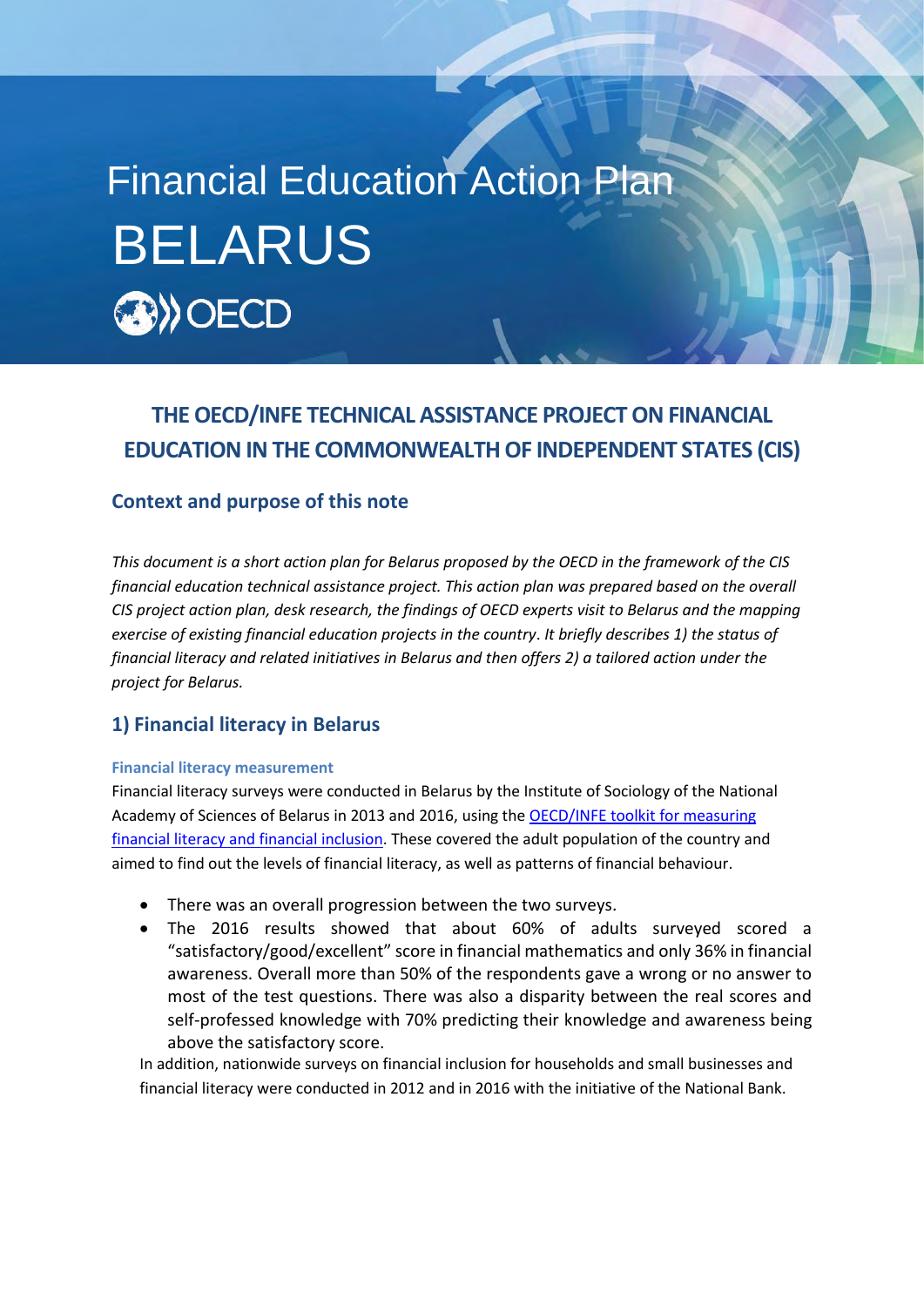# Financial Education Action Plan

# BELARUS

OECD

## THE OECD/INFE TECHNICAL ASSISTANCE PROJECT ON FINANCIAL EDUCATION IN THE COMMONWEALTH OF INDEPENDENT STATES (CIS)

### Context and purpose of this note

*This document is a short action plan for Belarus proposed by the OECD in the framework of the CIS financial education technical assistance project. This action plan was prepared based on the overall CIS project action plan, desk research, the findings of OECD experts visit to Belarus and the mapping exercise of existing financial education projects in the country. It briefly describes 1) the status of financial literacy and related initiatives in Belarus and then offers 2) a tailored action under the project for Belarus.*

### 1) Financial literacy in Belarus

#### Financial literacy measurement

Financial literacy surveys were conducted in Belarus by the Institute of Sociology of the National Academy of Sciences of Belarus in 2013 and 2016, using the OECD/INFE toolkit for measuring financial literacy and financial inclusion. These covered the adult population of the country and aimed to find out the levels of financial literacy, as well as patterns of financial behaviour.

- There was an overall progression between the two surveys.
- The 2016 results showed that about 60% of adults surveyed scored a "satisfactory/good/excellent" score in financial mathematics and only 36% in financial awareness. Overall more than 50% of the respondents gave a wrong or no answer to most of the test questions. There was also a disparity between the real scores and self-professed knowledge with 70% predicting their knowledge and awareness being above the satisfactory score.

In addition, nationwide surveys on financial inclusion for households and small businesses and financial literacy were conducted in 2012 and in 2016 with the initiative of the National Bank.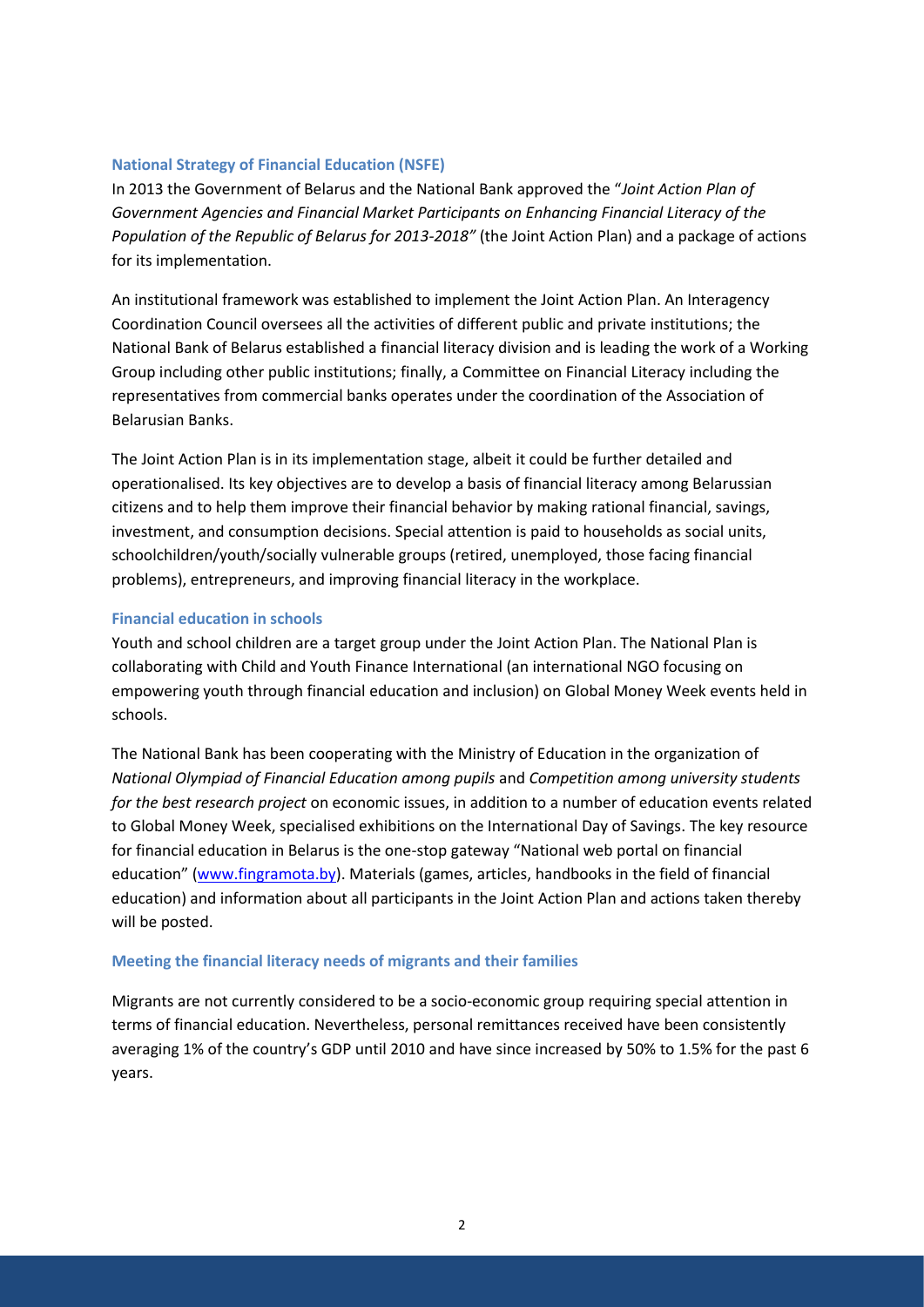### National Strategy of Financial Education (NSFE)

In 2013 the Government of Belarus and the National Bank approved the "*Joint Action Plan of Government Agencies and Financial Market Participants on Enhancing Financial Literacy of the Population of the Republic of Belarus for 2013-2018"* (the Joint Action Plan) and a package of actions for its implementation.

An institutional framework was established to implement the Joint Action Plan. An Interagency Coordination Council oversees all the activities of different public and private institutions; the National Bank of Belarus established a financial literacy division and is leading the work of a Working Group including other public institutions; finally, a Committee on Financial Literacy including the representatives from commercial banks operates under the coordination of the Association of Belarusian Banks.

The Joint Action Plan is in its implementation stage, albeit it could be further detailed and operationalised. Its key objectives are to develop a basis of financial literacy among Belarussian citizens and to help them improve their financial behavior by making rational financial, savings, investment, and consumption decisions. Special attention is paid to households as social units, schoolchildren/youth/socially vulnerable groups (retired, unemployed, those facing financial problems), entrepreneurs, and improving financial literacy in the workplace.

### Financial education in schools

Youth and school children are a target group under the Joint Action Plan. The National Plan is collaborating with Child and Youth Finance International (an international NGO focusing on empowering youth through financial education and inclusion) on Global Money Week events held in schools.

The National Bank has been cooperating with the Ministry of Education in the organization of *National Olympiad of Financial Education among pupils* and *Competition among university students for the best research project* on economic issues, in addition to a number of education events related to Global Money Week, specialised exhibitions on the International Day of Savings. The key resource for financial education in Belarus is the one-stop gateway "National web portal on financial education" (www.fingramota.by). Materials (games, articles, handbooks in the field of financial education) and information about all participants in the Joint Action Plan and actions taken thereby will be posted.

### Meeting the financial literacy needs of migrants and their families

Migrants are not currently considered to be a socio-economic group requiring special attention in terms of financial education. Nevertheless, personal remittances received have been consistently averaging 1% of the country's GDP until 2010 and have since increased by 50% to 1.5% for the past 6 years.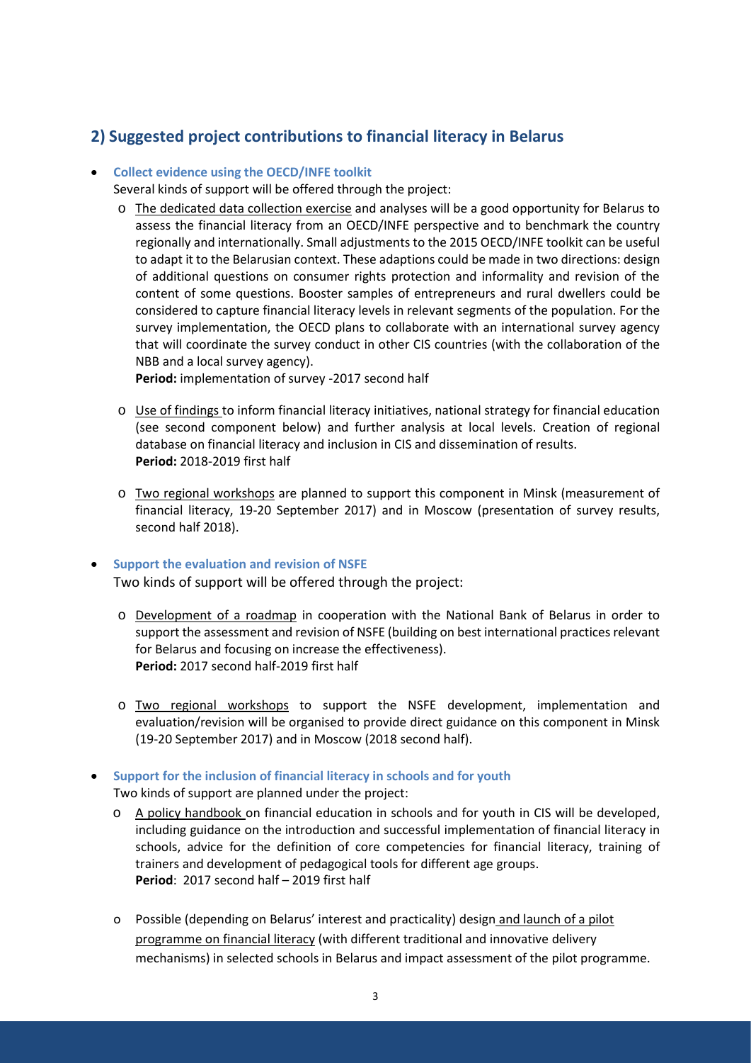## 2) Suggested project contributions to financial literacy in Belarus

- **Collect evidence using the OECD/INFE toolkit**

  Several kinds of support will be offered through the project:

  - The dedicated data collection exercise and analyses will be a good opportunity for Belarus to assess the financial literacy from an OECD/INFE perspective and to benchmark the country regionally and internationally. Small adjustments to the 2015 OECD/INFE toolkit can be useful to adapt it to the Belarusian context. These adaptions could be made in two directions: design of additional questions on consumer rights protection and informality and revision of the content of some questions. Booster samples of entrepreneurs and rural dwellers could be considered to capture financial literacy levels in relevant segments of the population. For the survey implementation, the OECD plans to collaborate with an international survey agency that will coordinate the survey conduct in other CIS countries (with the collaboration of the NBB and a local survey agency).

    **Period:** implementation of survey -2017 second half

  - Use of findings to inform financial literacy initiatives, national strategy for financial education (see second component below) and further analysis at local levels. Creation of regional database on financial literacy and inclusion in CIS and dissemination of results.

    **Period:** 2018-2019 first half

  - Two regional workshops are planned to support this component in Minsk (measurement of financial literacy, 19-20 September 2017) and in Moscow (presentation of survey results, second half 2018).

- **Support the evaluation and revision of NSFE**

  Two kinds of support will be offered through the project:

  - Development of a roadmap in cooperation with the National Bank of Belarus in order to support the assessment and revision of NSFE (building on best international practices relevant for Belarus and focusing on increase the effectiveness).

    **Period:** 2017 second half-2019 first half

  - Two regional workshops to support the NSFE development, implementation and evaluation/revision will be organised to provide direct guidance on this component in Minsk (19-20 September 2017) and in Moscow (2018 second half).

- **Support for the inclusion of financial literacy in schools and for youth**

  Two kinds of support are planned under the project:

  - A policy handbook on financial education in schools and for youth in CIS will be developed, including guidance on the introduction and successful implementation of financial literacy in schools, advice for the definition of core competencies for financial literacy, training of trainers and development of pedagogical tools for different age groups.

    **Period**: 2017 second half – 2019 first half

  - Possible (depending on Belarus' interest and practicality) design and launch of a pilot programme on financial literacy (with different traditional and innovative delivery mechanisms) in selected schools in Belarus and impact assessment of the pilot programme.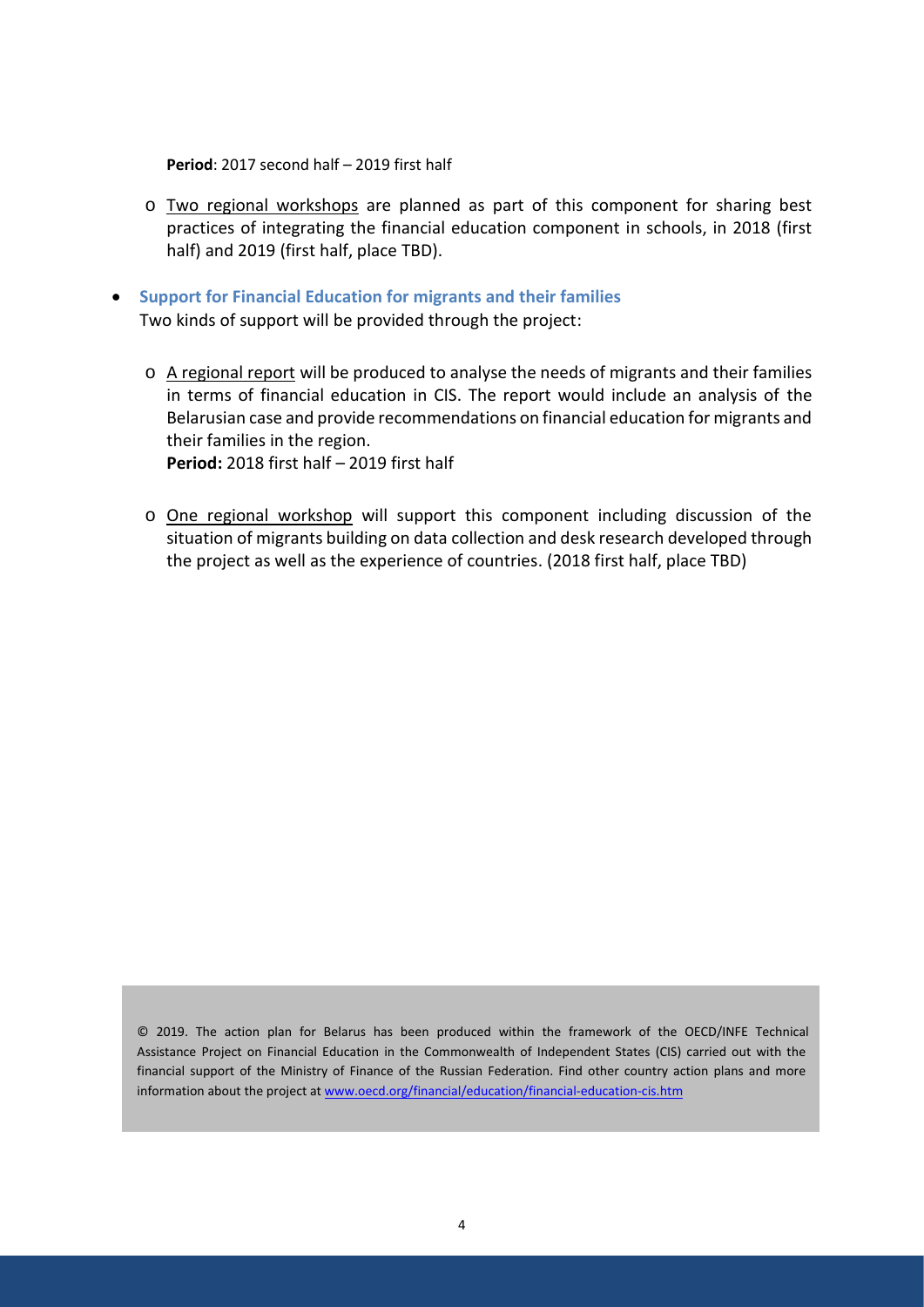**Period**: 2017 second half – 2019 first half

- Two regional workshops are planned as part of this component for sharing best practices of integrating the financial education component in schools, in 2018 (first half) and 2019 (first half, place TBD).

- **Support for Financial Education for migrants and their families**
  Two kinds of support will be provided through the project:

  - A regional report will be produced to analyse the needs of migrants and their families in terms of financial education in CIS. The report would include an analysis of the Belarusian case and provide recommendations on financial education for migrants and their families in the region.
    **Period:** 2018 first half – 2019 first half

  - One regional workshop will support this component including discussion of the situation of migrants building on data collection and desk research developed through the project as well as the experience of countries. (2018 first half, place TBD)

© 2019. The action plan for Belarus has been produced within the framework of the OECD/INFE Technical Assistance Project on Financial Education in the Commonwealth of Independent States (CIS) carried out with the financial support of the Ministry of Finance of the Russian Federation. Find other country action plans and more information about the project at [www.oecd.org/financial/education/financial-education-cis.htm](www.oecd.org/financial/education/financial-education-cis.htm)